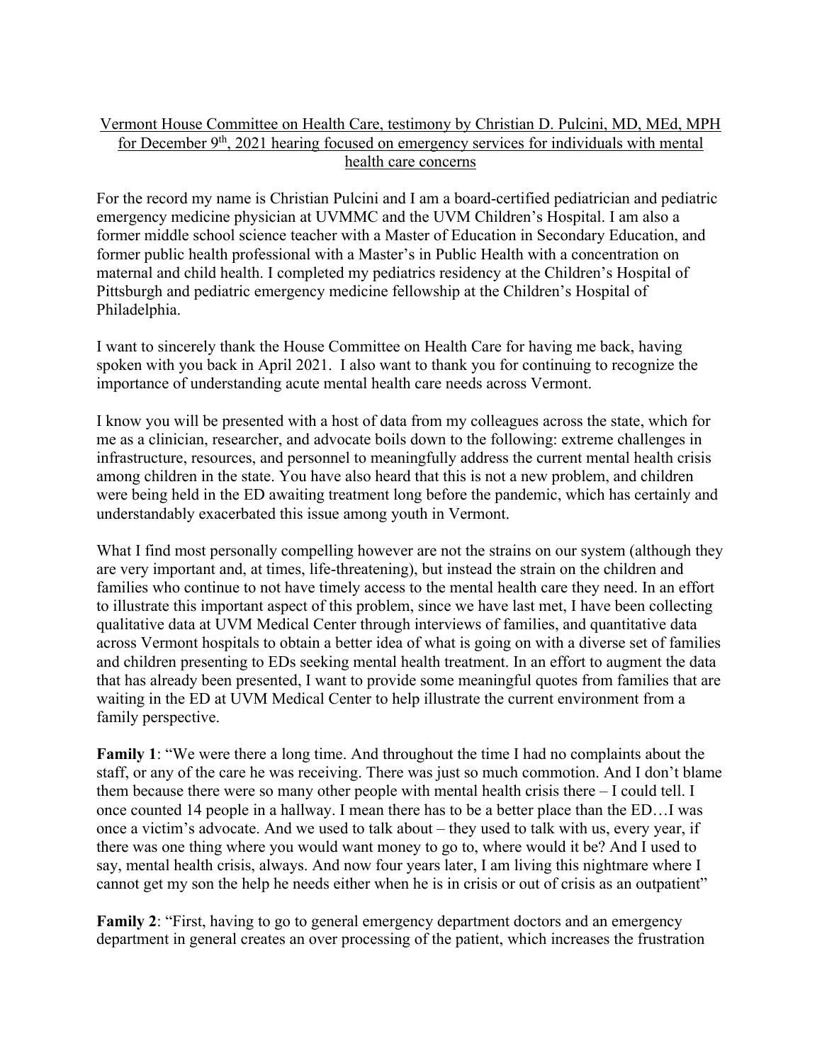Vermont House Committee on Health Care, testimony by Christian D. Pulcini, MD, MEd, MPH for December 9th, 2021 hearing focused on emergency services for individuals with mental health care concerns

For the record my name is Christian Pulcini and I am a board-certified pediatrician and pediatric emergency medicine physician at UVMMC and the UVM Children's Hospital. I am also a former middle school science teacher with a Master of Education in Secondary Education, and former public health professional with a Master's in Public Health with a concentration on maternal and child health. I completed my pediatrics residency at the Children's Hospital of Pittsburgh and pediatric emergency medicine fellowship at the Children's Hospital of Philadelphia.

I want to sincerely thank the House Committee on Health Care for having me back, having spoken with you back in April 2021. I also want to thank you for continuing to recognize the importance of understanding acute mental health care needs across Vermont.

I know you will be presented with a host of data from my colleagues across the state, which for me as a clinician, researcher, and advocate boils down to the following: extreme challenges in infrastructure, resources, and personnel to meaningfully address the current mental health crisis among children in the state. You have also heard that this is not a new problem, and children were being held in the ED awaiting treatment long before the pandemic, which has certainly and understandably exacerbated this issue among youth in Vermont.

What I find most personally compelling however are not the strains on our system (although they are very important and, at times, life-threatening), but instead the strain on the children and families who continue to not have timely access to the mental health care they need. In an effort to illustrate this important aspect of this problem, since we have last met, I have been collecting qualitative data at UVM Medical Center through interviews of families, and quantitative data across Vermont hospitals to obtain a better idea of what is going on with a diverse set of families and children presenting to EDs seeking mental health treatment. In an effort to augment the data that has already been presented, I want to provide some meaningful quotes from families that are waiting in the ED at UVM Medical Center to help illustrate the current environment from a family perspective.

**Family 1**: "We were there a long time. And throughout the time I had no complaints about the staff, or any of the care he was receiving. There was just so much commotion. And I don't blame them because there were so many other people with mental health crisis there – I could tell. I once counted 14 people in a hallway. I mean there has to be a better place than the ED…I was once a victim's advocate. And we used to talk about – they used to talk with us, every year, if there was one thing where you would want money to go to, where would it be? And I used to say, mental health crisis, always. And now four years later, I am living this nightmare where I cannot get my son the help he needs either when he is in crisis or out of crisis as an outpatient"

**Family 2**: "First, having to go to general emergency department doctors and an emergency department in general creates an over processing of the patient, which increases the frustration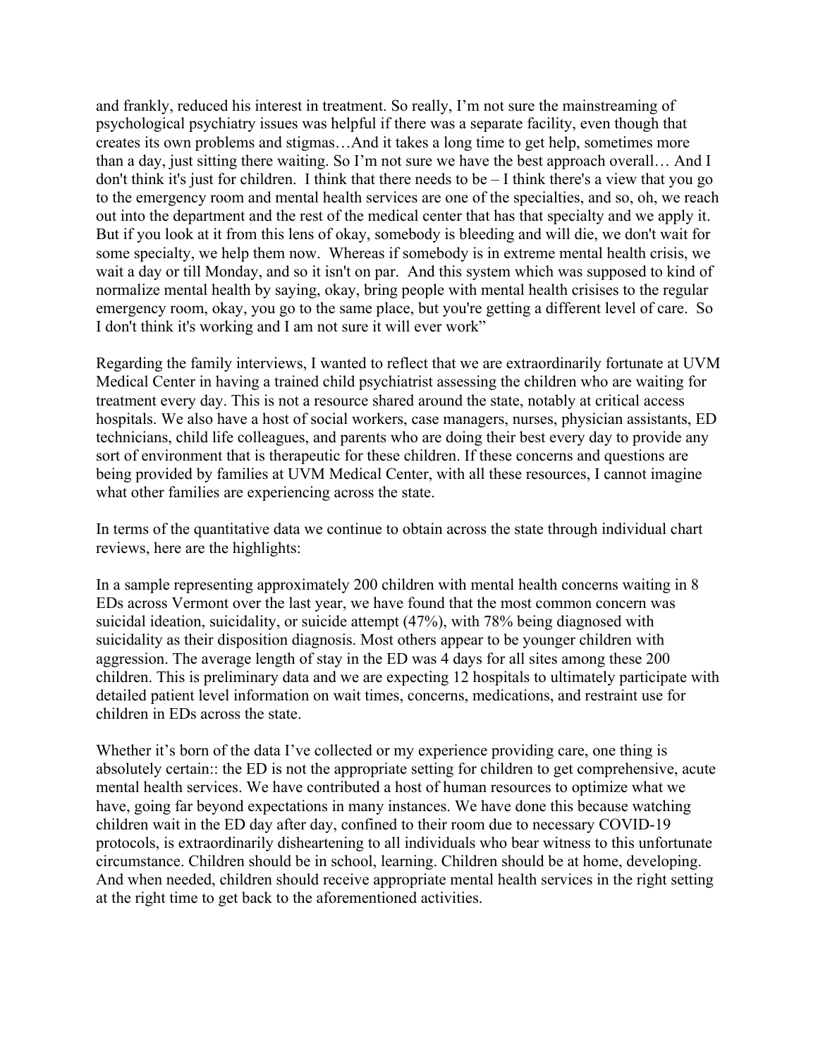and frankly, reduced his interest in treatment. So really, I'm not sure the mainstreaming of psychological psychiatry issues was helpful if there was a separate facility, even though that creates its own problems and stigmas…And it takes a long time to get help, sometimes more than a day, just sitting there waiting. So I'm not sure we have the best approach overall… And I don't think it's just for children. I think that there needs to be – I think there's a view that you go to the emergency room and mental health services are one of the specialties, and so, oh, we reach out into the department and the rest of the medical center that has that specialty and we apply it. But if you look at it from this lens of okay, somebody is bleeding and will die, we don't wait for some specialty, we help them now. Whereas if somebody is in extreme mental health crisis, we wait a day or till Monday, and so it isn't on par. And this system which was supposed to kind of normalize mental health by saying, okay, bring people with mental health crisises to the regular emergency room, okay, you go to the same place, but you're getting a different level of care. So I don't think it's working and I am not sure it will ever work"

Regarding the family interviews, I wanted to reflect that we are extraordinarily fortunate at UVM Medical Center in having a trained child psychiatrist assessing the children who are waiting for treatment every day. This is not a resource shared around the state, notably at critical access hospitals. We also have a host of social workers, case managers, nurses, physician assistants, ED technicians, child life colleagues, and parents who are doing their best every day to provide any sort of environment that is therapeutic for these children. If these concerns and questions are being provided by families at UVM Medical Center, with all these resources, I cannot imagine what other families are experiencing across the state.

In terms of the quantitative data we continue to obtain across the state through individual chart reviews, here are the highlights:

In a sample representing approximately 200 children with mental health concerns waiting in 8 EDs across Vermont over the last year, we have found that the most common concern was suicidal ideation, suicidality, or suicide attempt (47%), with 78% being diagnosed with suicidality as their disposition diagnosis. Most others appear to be younger children with aggression. The average length of stay in the ED was 4 days for all sites among these 200 children. This is preliminary data and we are expecting 12 hospitals to ultimately participate with detailed patient level information on wait times, concerns, medications, and restraint use for children in EDs across the state.

Whether it's born of the data I've collected or my experience providing care, one thing is absolutely certain:: the ED is not the appropriate setting for children to get comprehensive, acute mental health services. We have contributed a host of human resources to optimize what we have, going far beyond expectations in many instances. We have done this because watching children wait in the ED day after day, confined to their room due to necessary COVID-19 protocols, is extraordinarily disheartening to all individuals who bear witness to this unfortunate circumstance. Children should be in school, learning. Children should be at home, developing. And when needed, children should receive appropriate mental health services in the right setting at the right time to get back to the aforementioned activities.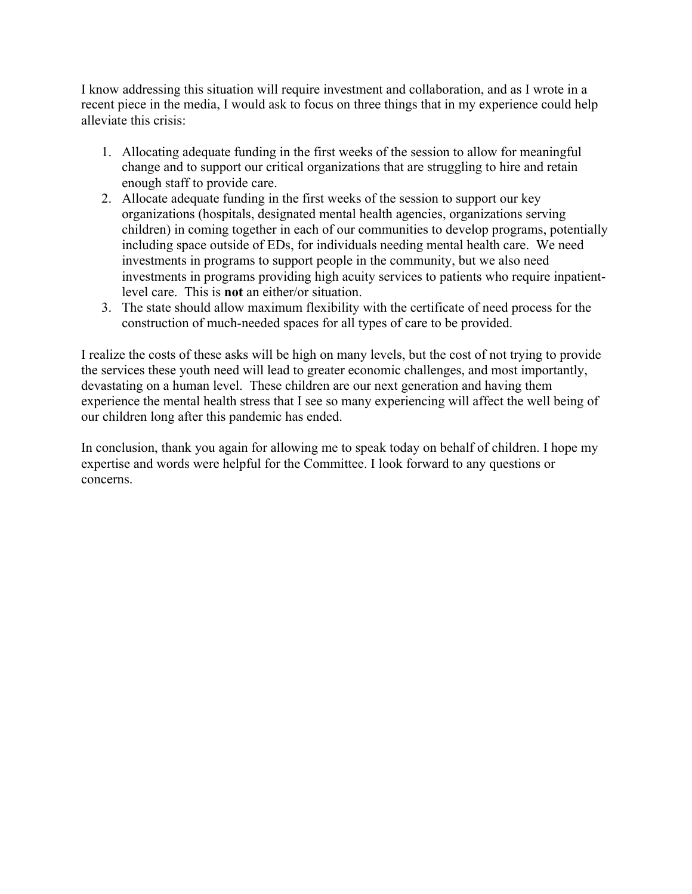I know addressing this situation will require investment and collaboration, and as I wrote in a recent piece in the media, I would ask to focus on three things that in my experience could help alleviate this crisis:

1. Allocating adequate funding in the first weeks of the session to allow for meaningful change and to support our critical organizations that are struggling to hire and retain enough staff to provide care.
2. Allocate adequate funding in the first weeks of the session to support our key organizations (hospitals, designated mental health agencies, organizations serving children) in coming together in each of our communities to develop programs, potentially including space outside of EDs, for individuals needing mental health care. We need investments in programs to support people in the community, but we also need investments in programs providing high acuity services to patients who require inpatient-level care. This is **not** an either/or situation.
3. The state should allow maximum flexibility with the certificate of need process for the construction of much-needed spaces for all types of care to be provided.

I realize the costs of these asks will be high on many levels, but the cost of not trying to provide the services these youth need will lead to greater economic challenges, and most importantly, devastating on a human level. These children are our next generation and having them experience the mental health stress that I see so many experiencing will affect the well being of our children long after this pandemic has ended.

In conclusion, thank you again for allowing me to speak today on behalf of children. I hope my expertise and words were helpful for the Committee. I look forward to any questions or concerns.